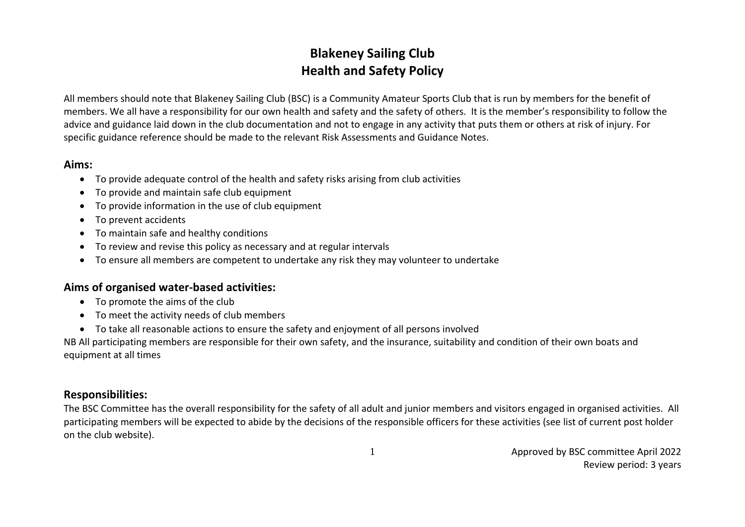# Blakeney Sailing Club
# Health and Safety Policy

All members should note that Blakeney Sailing Club (BSC) is a Community Amateur Sports Club that is run by members for the benefit of members. We all have a responsibility for our own health and safety and the safety of others. It is the member's responsibility to follow the advice and guidance laid down in the club documentation and not to engage in any activity that puts them or others at risk of injury. For specific guidance reference should be made to the relevant Risk Assessments and Guidance Notes.

## Aims:

- To provide adequate control of the health and safety risks arising from club activities
- To provide and maintain safe club equipment
- To provide information in the use of club equipment
- To prevent accidents
- To maintain safe and healthy conditions
- To review and revise this policy as necessary and at regular intervals
- To ensure all members are competent to undertake any risk they may volunteer to undertake

## Aims of organised water-based activities:

- To promote the aims of the club
- To meet the activity needs of club members
- To take all reasonable actions to ensure the safety and enjoyment of all persons involved

NB All participating members are responsible for their own safety, and the insurance, suitability and condition of their own boats and equipment at all times

## Responsibilities:

The BSC Committee has the overall responsibility for the safety of all adult and junior members and visitors engaged in organised activities. All participating members will be expected to abide by the decisions of the responsible officers for these activities (see list of current post holder on the club website).

Approved by BSC committee April 2022
Review period: 3 years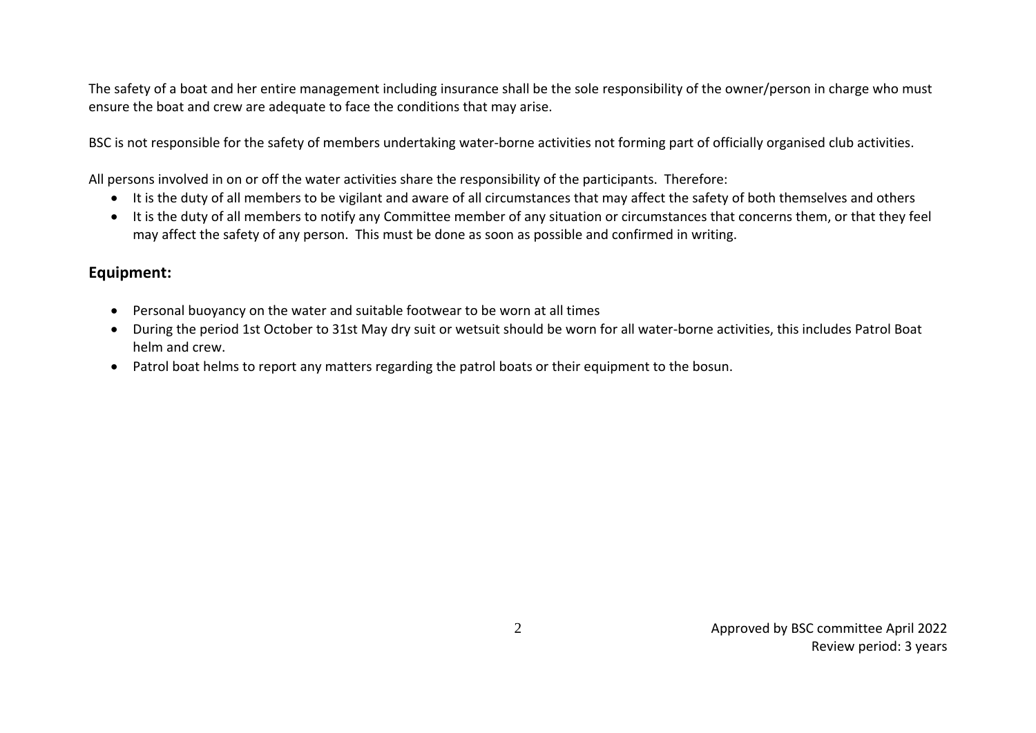The safety of a boat and her entire management including insurance shall be the sole responsibility of the owner/person in charge who must ensure the boat and crew are adequate to face the conditions that may arise.

BSC is not responsible for the safety of members undertaking water-borne activities not forming part of officially organised club activities.

All persons involved in on or off the water activities share the responsibility of the participants. Therefore:

- It is the duty of all members to be vigilant and aware of all circumstances that may affect the safety of both themselves and others
- It is the duty of all members to notify any Committee member of any situation or circumstances that concerns them, or that they feel may affect the safety of any person. This must be done as soon as possible and confirmed in writing.

## Equipment:

- Personal buoyancy on the water and suitable footwear to be worn at all times
- During the period 1st October to 31st May dry suit or wetsuit should be worn for all water-borne activities, this includes Patrol Boat helm and crew.
- Patrol boat helms to report any matters regarding the patrol boats or their equipment to the bosun.

Approved by BSC committee April 2022
Review period: 3 years